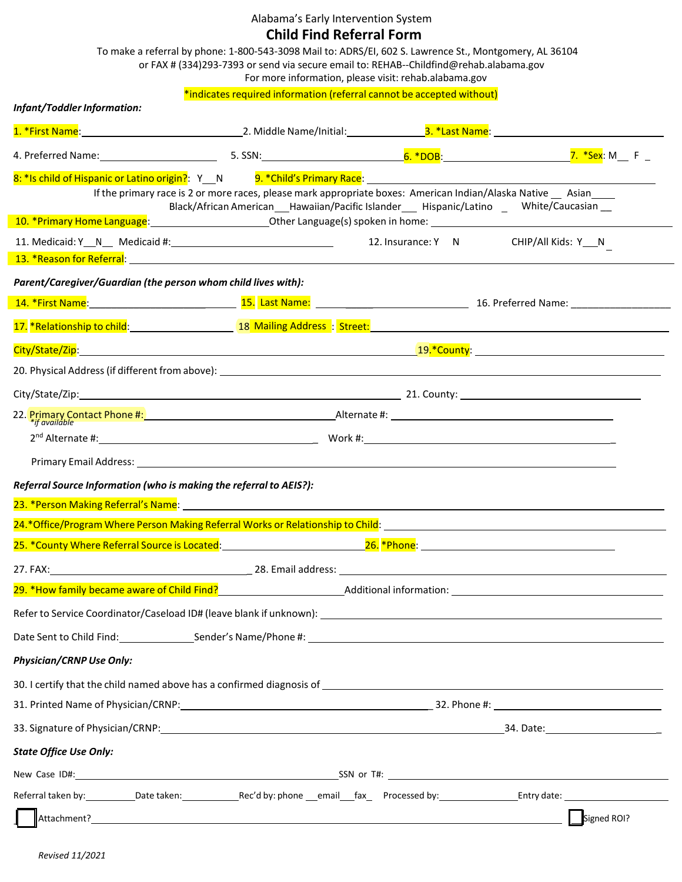Alabama's Early Intervention System

# Child Find Referral Form

To make a referral by phone: 1-800-543-3098 Mail to: ADRS/EI, 602 S. Lawrence St., Montgomery, AL 36104
or FAX # (334)293-7393 or send via secure email to: REHAB--Childfind@rehab.alabama.gov
For more information, please visit: rehab.alabama.gov

*indicates required information (referral cannot be accepted without)

***Infant/Toddler Information:***

1. *First Name: ______________________ 2. Middle Name/Initial: __________ 3. *Last Name: ______________________

4. Preferred Name: ______________ 5. SSN: ____________________ 6. *DOB: ________________ 7. *Sex: M__ F _

8: *Is child of Hispanic or Latino origin?: Y__N 9. *Child's Primary Race: ______________________________

If the primary race is 2 or more races, please mark appropriate boxes: American Indian/Alaska Native __ Asian____ Black/African American___Hawaiian/Pacific Islander___ Hispanic/Latino _ White/Caucasian __

10. *Primary Home Language: ________________Other Language(s) spoken in home: ______________________________

11. Medicaid: Y__N__ Medicaid #: ________________________ 12. Insurance: Y N CHIP/All Kids: Y__N _

13. *Reason for Referral: ______________________________________________________________

***Parent/Caregiver/Guardian (the person whom child lives with):***

14. *First Name: ____________________ 15. Last Name: ____________________ 16. Preferred Name: ______________

17. *Relationship to child: ________________ 18 Mailing Address : Street: ______________________________

City/State/Zip: ______________________________________________ 19. *County: ______________________

20. Physical Address (if different from above): ______________________________________________

City/State/Zip: ______________________________________________ 21. County: ______________________

22. Primary Contact Phone #: *if available ______________________ Alternate #: ______________________

2nd Alternate #: ______________________ Work #: ______________________

Primary Email Address: ______________________________________________

***Referral Source Information (who is making the referral to AEIS?):***

23. *Person Making Referral's Name: ______________________________________________

24. *Office/Program Where Person Making Referral Works or Relationship to Child: ______________________

25. *County Where Referral Source is Located: ____________________ 26. *Phone: ____________________

27. FAX: ______________________ 28. Email address: ______________________________

29. *How family became aware of Child Find? ________________ Additional information: ______________________

Refer to Service Coordinator/Caseload ID# (leave blank if unknown): ______________________________

Date Sent to Child Find: ____________ Sender's Name/Phone #: ______________________________

***Physician/CRNP Use Only:***

30. I certify that the child named above has a confirmed diagnosis of ______________________________

31. Printed Name of Physician/CRNP: ______________________________ 32. Phone #: ______________________

33. Signature of Physician/CRNP: ______________________________________________ 34. Date: ______________

***State Office Use Only:***

New Case ID#: ______________________________ SSN or T#: ______________________________

Referral taken by: __________ Date taken: __________ Rec'd by: phone __email___fax_ Processed by: ______________ Entry date: ______________

☐ Attachment? ______________________________________________ ☐ Signed ROI?

*Revised 11/2021*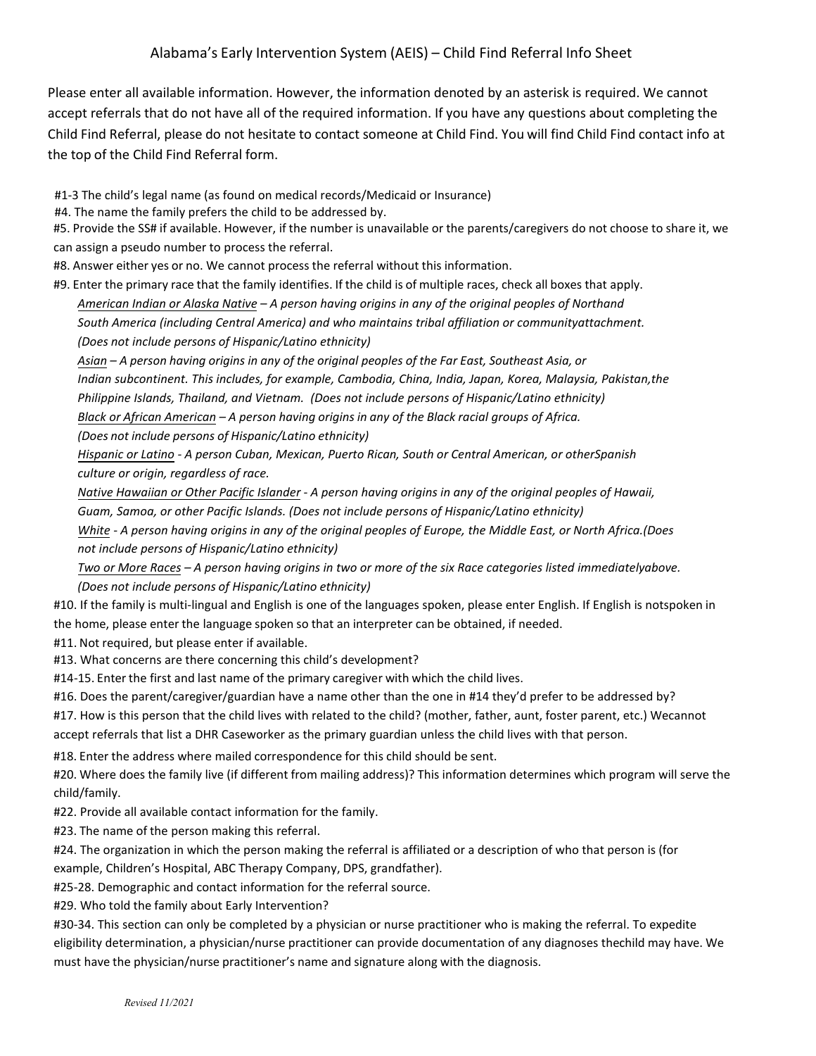# Alabama's Early Intervention System (AEIS) – Child Find Referral Info Sheet

Please enter all available information. However, the information denoted by an asterisk is required. We cannot accept referrals that do not have all of the required information. If you have any questions about completing the Child Find Referral, please do not hesitate to contact someone at Child Find. You will find Child Find contact info at the top of the Child Find Referral form.

#1-3 The child's legal name (as found on medical records/Medicaid or Insurance)

#4. The name the family prefers the child to be addressed by.

#5. Provide the SS# if available. However, if the number is unavailable or the parents/caregivers do not choose to share it, we can assign a pseudo number to process the referral.

#8. Answer either yes or no. We cannot process the referral without this information.

#9. Enter the primary race that the family identifies. If the child is of multiple races, check all boxes that apply.

*American Indian or Alaska Native – A person having origins in any of the original peoples of Northand South America (including Central America) and who maintains tribal affiliation or communityattachment. (Does not include persons of Hispanic/Latino ethnicity)*

*Asian – A person having origins in any of the original peoples of the Far East, Southeast Asia, or Indian subcontinent. This includes, for example, Cambodia, China, India, Japan, Korea, Malaysia, Pakistan,the Philippine Islands, Thailand, and Vietnam. (Does not include persons of Hispanic/Latino ethnicity)*

*Black or African American – A person having origins in any of the Black racial groups of Africa. (Does not include persons of Hispanic/Latino ethnicity)*

*Hispanic or Latino - A person Cuban, Mexican, Puerto Rican, South or Central American, or otherSpanish culture or origin, regardless of race.*

*Native Hawaiian or Other Pacific Islander - A person having origins in any of the original peoples of Hawaii, Guam, Samoa, or other Pacific Islands. (Does not include persons of Hispanic/Latino ethnicity)*

*White - A person having origins in any of the original peoples of Europe, the Middle East, or North Africa.(Does not include persons of Hispanic/Latino ethnicity)*

*Two or More Races – A person having origins in two or more of the six Race categories listed immediatelyabove. (Does not include persons of Hispanic/Latino ethnicity)*

#10. If the family is multi-lingual and English is one of the languages spoken, please enter English. If English is notspoken in the home, please enter the language spoken so that an interpreter can be obtained, if needed.

#11. Not required, but please enter if available.

#13. What concerns are there concerning this child's development?

#14-15. Enter the first and last name of the primary caregiver with which the child lives.

#16. Does the parent/caregiver/guardian have a name other than the one in #14 they'd prefer to be addressed by?

#17. How is this person that the child lives with related to the child? (mother, father, aunt, foster parent, etc.) Wecannot accept referrals that list a DHR Caseworker as the primary guardian unless the child lives with that person.

#18. Enter the address where mailed correspondence for this child should be sent.

#20. Where does the family live (if different from mailing address)? This information determines which program will serve the child/family.

#22. Provide all available contact information for the family.

#23. The name of the person making this referral.

#24. The organization in which the person making the referral is affiliated or a description of who that person is (for example, Children's Hospital, ABC Therapy Company, DPS, grandfather).

#25-28. Demographic and contact information for the referral source.

#29. Who told the family about Early Intervention?

#30-34. This section can only be completed by a physician or nurse practitioner who is making the referral. To expedite eligibility determination, a physician/nurse practitioner can provide documentation of any diagnoses thechild may have. We must have the physician/nurse practitioner's name and signature along with the diagnosis.

*Revised 11/2021*